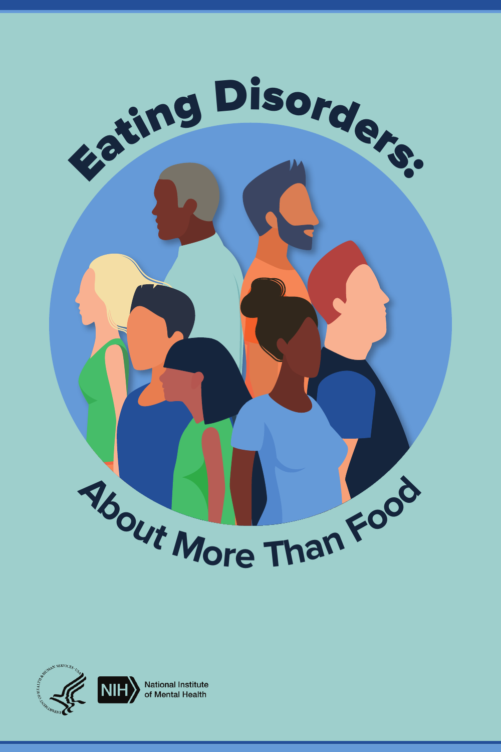# Eating Disorders: About More Than Food

National Institute of Mental Health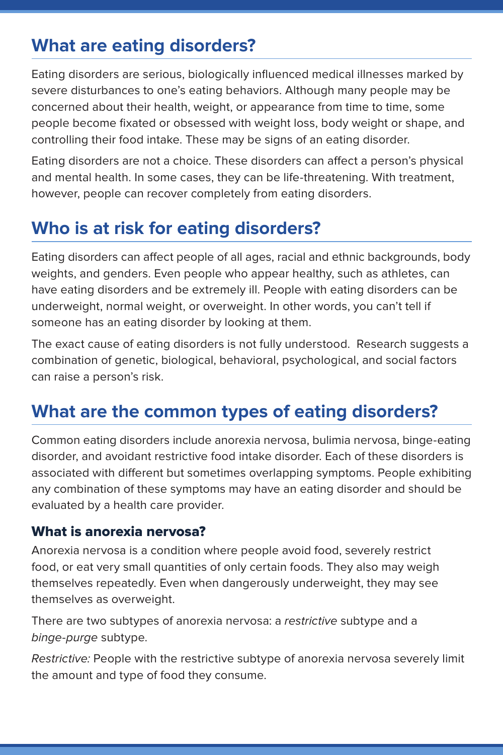## What are eating disorders?

Eating disorders are serious, biologically influenced medical illnesses marked by severe disturbances to one's eating behaviors. Although many people may be concerned about their health, weight, or appearance from time to time, some people become fixated or obsessed with weight loss, body weight or shape, and controlling their food intake. These may be signs of an eating disorder.

Eating disorders are not a choice. These disorders can affect a person's physical and mental health. In some cases, they can be life-threatening. With treatment, however, people can recover completely from eating disorders.

## Who is at risk for eating disorders?

Eating disorders can affect people of all ages, racial and ethnic backgrounds, body weights, and genders. Even people who appear healthy, such as athletes, can have eating disorders and be extremely ill. People with eating disorders can be underweight, normal weight, or overweight. In other words, you can't tell if someone has an eating disorder by looking at them.

The exact cause of eating disorders is not fully understood. Research suggests a combination of genetic, biological, behavioral, psychological, and social factors can raise a person's risk.

## What are the common types of eating disorders?

Common eating disorders include anorexia nervosa, bulimia nervosa, binge-eating disorder, and avoidant restrictive food intake disorder. Each of these disorders is associated with different but sometimes overlapping symptoms. People exhibiting any combination of these symptoms may have an eating disorder and should be evaluated by a health care provider.

### What is anorexia nervosa?

Anorexia nervosa is a condition where people avoid food, severely restrict food, or eat very small quantities of only certain foods. They also may weigh themselves repeatedly. Even when dangerously underweight, they may see themselves as overweight.

There are two subtypes of anorexia nervosa: a *restrictive* subtype and a *binge-purge* subtype.

*Restrictive:* People with the restrictive subtype of anorexia nervosa severely limit the amount and type of food they consume.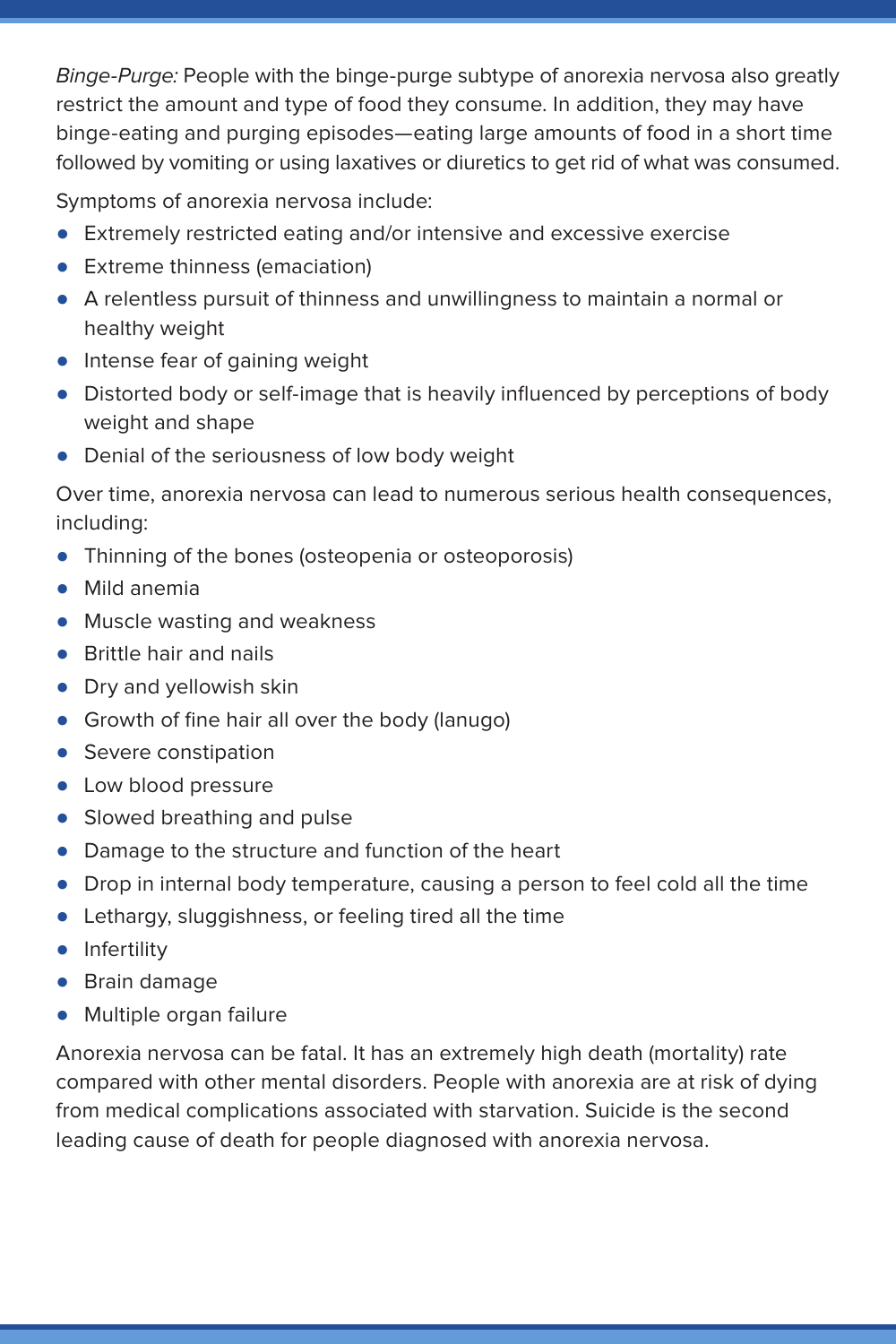*Binge-Purge:* People with the binge-purge subtype of anorexia nervosa also greatly restrict the amount and type of food they consume. In addition, they may have binge-eating and purging episodes—eating large amounts of food in a short time followed by vomiting or using laxatives or diuretics to get rid of what was consumed.

Symptoms of anorexia nervosa include:

- Extremely restricted eating and/or intensive and excessive exercise
- Extreme thinness (emaciation)
- A relentless pursuit of thinness and unwillingness to maintain a normal or healthy weight
- Intense fear of gaining weight
- Distorted body or self-image that is heavily influenced by perceptions of body weight and shape
- Denial of the seriousness of low body weight

Over time, anorexia nervosa can lead to numerous serious health consequences, including:

- Thinning of the bones (osteopenia or osteoporosis)
- Mild anemia
- Muscle wasting and weakness
- Brittle hair and nails
- Dry and yellowish skin
- Growth of fine hair all over the body (lanugo)
- Severe constipation
- Low blood pressure
- Slowed breathing and pulse
- Damage to the structure and function of the heart
- Drop in internal body temperature, causing a person to feel cold all the time
- Lethargy, sluggishness, or feeling tired all the time
- Infertility
- Brain damage
- Multiple organ failure

Anorexia nervosa can be fatal. It has an extremely high death (mortality) rate compared with other mental disorders. People with anorexia are at risk of dying from medical complications associated with starvation. Suicide is the second leading cause of death for people diagnosed with anorexia nervosa.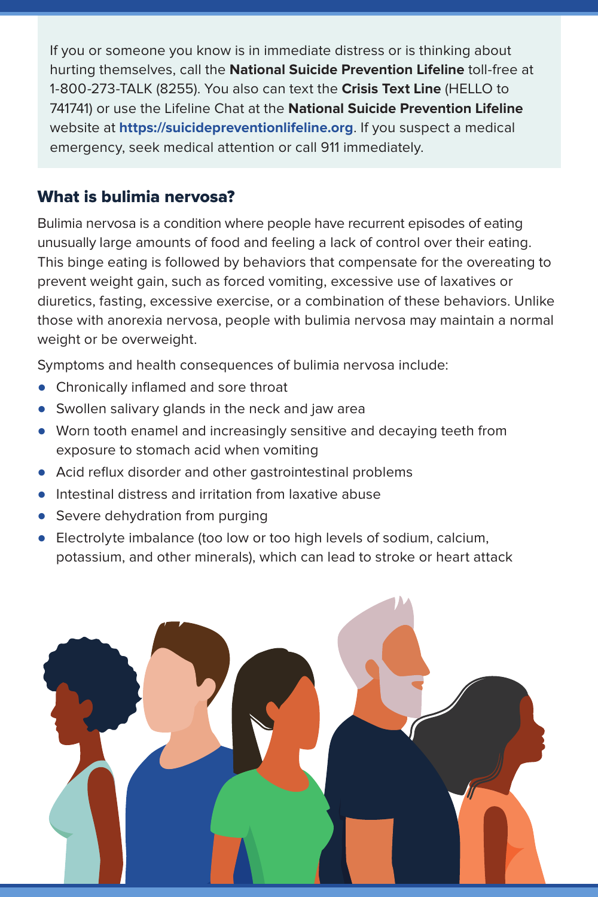If you or someone you know is in immediate distress or is thinking about hurting themselves, call the **National Suicide Prevention Lifeline** toll-free at 1-800-273-TALK (8255). You also can text the **Crisis Text Line** (HELLO to 741741) or use the Lifeline Chat at the **National Suicide Prevention Lifeline** website at **https://suicidepreventionlifeline.org**. If you suspect a medical emergency, seek medical attention or call 911 immediately.

## What is bulimia nervosa?

Bulimia nervosa is a condition where people have recurrent episodes of eating unusually large amounts of food and feeling a lack of control over their eating. This binge eating is followed by behaviors that compensate for the overeating to prevent weight gain, such as forced vomiting, excessive use of laxatives or diuretics, fasting, excessive exercise, or a combination of these behaviors. Unlike those with anorexia nervosa, people with bulimia nervosa may maintain a normal weight or be overweight.

Symptoms and health consequences of bulimia nervosa include:

- Chronically inflamed and sore throat
- Swollen salivary glands in the neck and jaw area
- Worn tooth enamel and increasingly sensitive and decaying teeth from exposure to stomach acid when vomiting
- Acid reflux disorder and other gastrointestinal problems
- Intestinal distress and irritation from laxative abuse
- Severe dehydration from purging
- Electrolyte imbalance (too low or too high levels of sodium, calcium, potassium, and other minerals), which can lead to stroke or heart attack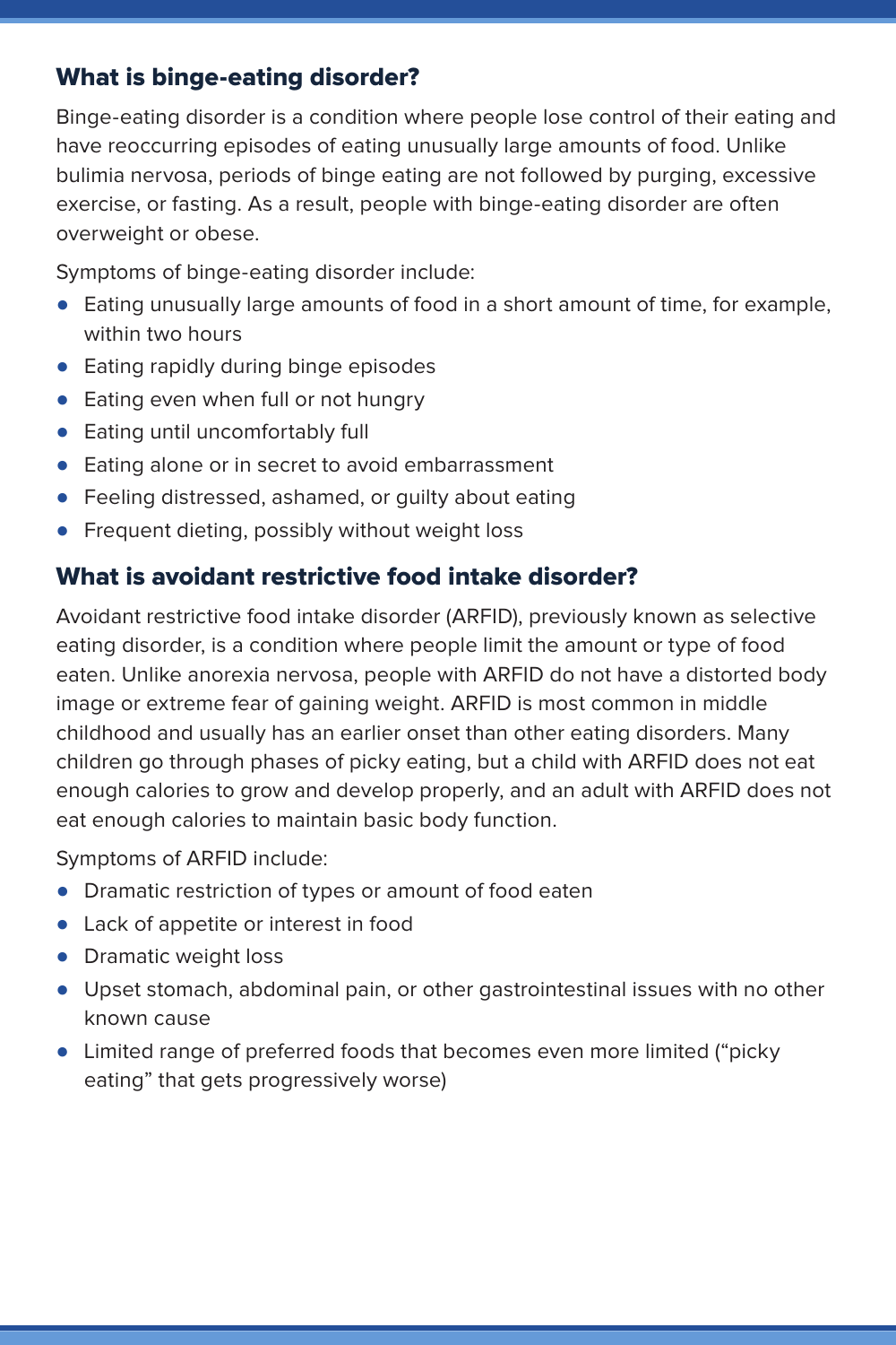## What is binge-eating disorder?

Binge-eating disorder is a condition where people lose control of their eating and have reoccurring episodes of eating unusually large amounts of food. Unlike bulimia nervosa, periods of binge eating are not followed by purging, excessive exercise, or fasting. As a result, people with binge-eating disorder are often overweight or obese.

Symptoms of binge-eating disorder include:

- Eating unusually large amounts of food in a short amount of time, for example, within two hours
- Eating rapidly during binge episodes
- Eating even when full or not hungry
- Eating until uncomfortably full
- Eating alone or in secret to avoid embarrassment
- Feeling distressed, ashamed, or guilty about eating
- Frequent dieting, possibly without weight loss

## What is avoidant restrictive food intake disorder?

Avoidant restrictive food intake disorder (ARFID), previously known as selective eating disorder, is a condition where people limit the amount or type of food eaten. Unlike anorexia nervosa, people with ARFID do not have a distorted body image or extreme fear of gaining weight. ARFID is most common in middle childhood and usually has an earlier onset than other eating disorders. Many children go through phases of picky eating, but a child with ARFID does not eat enough calories to grow and develop properly, and an adult with ARFID does not eat enough calories to maintain basic body function.

Symptoms of ARFID include:

- Dramatic restriction of types or amount of food eaten
- Lack of appetite or interest in food
- Dramatic weight loss
- Upset stomach, abdominal pain, or other gastrointestinal issues with no other known cause
- Limited range of preferred foods that becomes even more limited ("picky eating" that gets progressively worse)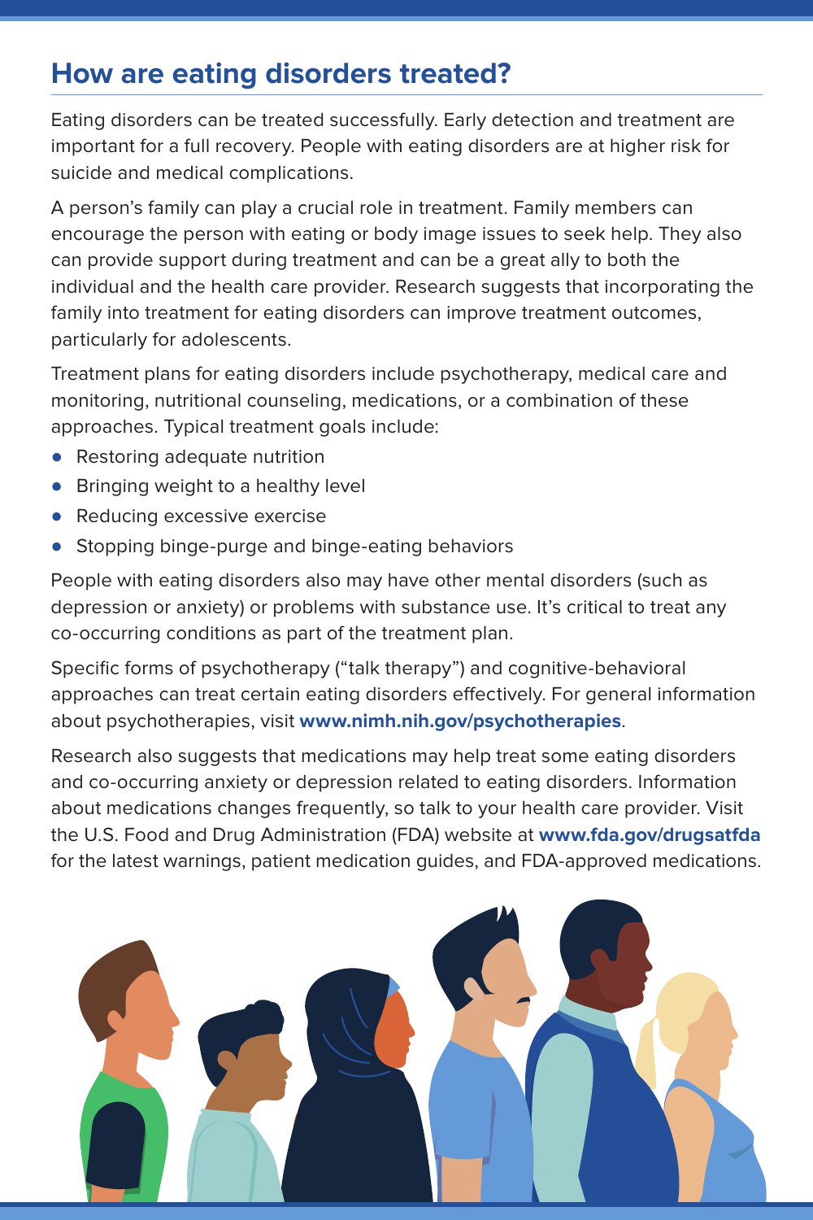## How are eating disorders treated?

Eating disorders can be treated successfully. Early detection and treatment are important for a full recovery. People with eating disorders are at higher risk for suicide and medical complications.

A person's family can play a crucial role in treatment. Family members can encourage the person with eating or body image issues to seek help. They also can provide support during treatment and can be a great ally to both the individual and the health care provider. Research suggests that incorporating the family into treatment for eating disorders can improve treatment outcomes, particularly for adolescents.

Treatment plans for eating disorders include psychotherapy, medical care and monitoring, nutritional counseling, medications, or a combination of these approaches. Typical treatment goals include:

- Restoring adequate nutrition
- Bringing weight to a healthy level
- Reducing excessive exercise
- Stopping binge-purge and binge-eating behaviors

People with eating disorders also may have other mental disorders (such as depression or anxiety) or problems with substance use. It's critical to treat any co-occurring conditions as part of the treatment plan.

Specific forms of psychotherapy ("talk therapy") and cognitive-behavioral approaches can treat certain eating disorders effectively. For general information about psychotherapies, visit **www.nimh.nih.gov/psychotherapies**.

Research also suggests that medications may help treat some eating disorders and co-occurring anxiety or depression related to eating disorders. Information about medications changes frequently, so talk to your health care provider. Visit the U.S. Food and Drug Administration (FDA) website at **www.fda.gov/drugsatfda** for the latest warnings, patient medication guides, and FDA-approved medications.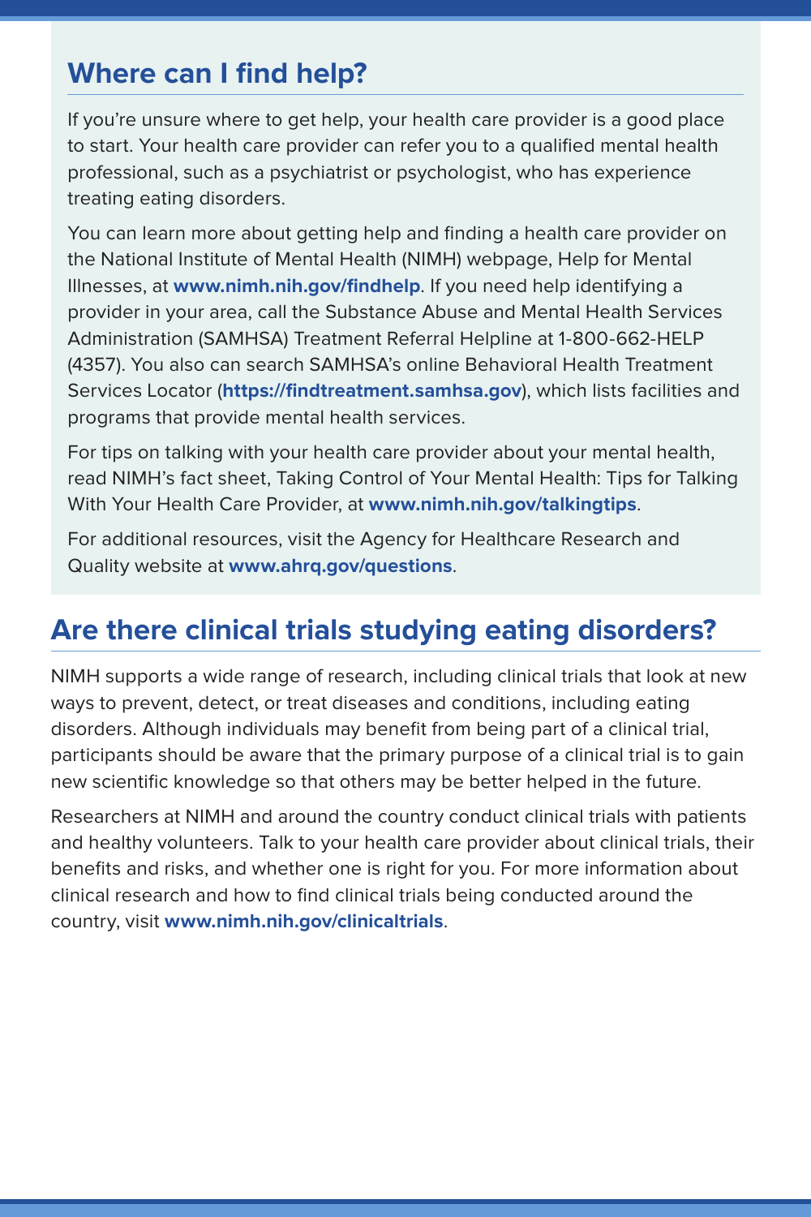## Where can I find help?

If you're unsure where to get help, your health care provider is a good place to start. Your health care provider can refer you to a qualified mental health professional, such as a psychiatrist or psychologist, who has experience treating eating disorders.

You can learn more about getting help and finding a health care provider on the National Institute of Mental Health (NIMH) webpage, Help for Mental Illnesses, at **www.nimh.nih.gov/findhelp**. If you need help identifying a provider in your area, call the Substance Abuse and Mental Health Services Administration (SAMHSA) Treatment Referral Helpline at 1-800-662-HELP (4357). You also can search SAMHSA's online Behavioral Health Treatment Services Locator (**https://findtreatment.samhsa.gov**), which lists facilities and programs that provide mental health services.

For tips on talking with your health care provider about your mental health, read NIMH's fact sheet, Taking Control of Your Mental Health: Tips for Talking With Your Health Care Provider, at **www.nimh.nih.gov/talkingtips**.

For additional resources, visit the Agency for Healthcare Research and Quality website at **www.ahrq.gov/questions**.

## Are there clinical trials studying eating disorders?

NIMH supports a wide range of research, including clinical trials that look at new ways to prevent, detect, or treat diseases and conditions, including eating disorders. Although individuals may benefit from being part of a clinical trial, participants should be aware that the primary purpose of a clinical trial is to gain new scientific knowledge so that others may be better helped in the future.

Researchers at NIMH and around the country conduct clinical trials with patients and healthy volunteers. Talk to your health care provider about clinical trials, their benefits and risks, and whether one is right for you. For more information about clinical research and how to find clinical trials being conducted around the country, visit **www.nimh.nih.gov/clinicaltrials**.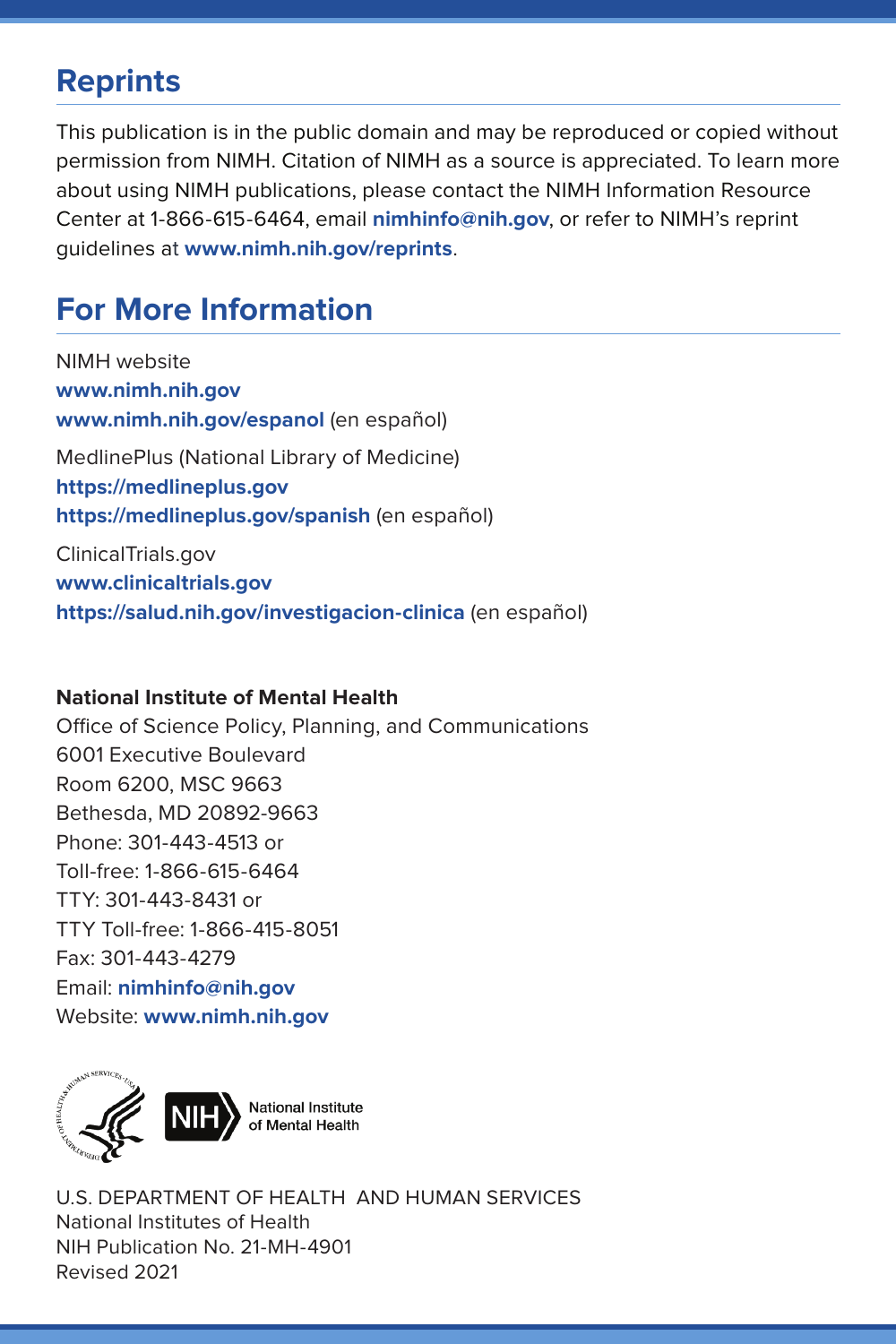## Reprints

This publication is in the public domain and may be reproduced or copied without permission from NIMH. Citation of NIMH as a source is appreciated. To learn more about using NIMH publications, please contact the NIMH Information Resource Center at 1-866-615-6464, email **nimhinfo@nih.gov**, or refer to NIMH's reprint guidelines at **www.nimh.nih.gov/reprints**.

## For More Information

NIMH website
**www.nimh.nih.gov**
**www.nimh.nih.gov/espanol** (en español)

MedlinePlus (National Library of Medicine)
**https://medlineplus.gov**
**https://medlineplus.gov/spanish** (en español)

ClinicalTrials.gov
**www.clinicaltrials.gov**
**https://salud.nih.gov/investigacion-clinica** (en español)

**National Institute of Mental Health**
Office of Science Policy, Planning, and Communications
6001 Executive Boulevard
Room 6200, MSC 9663
Bethesda, MD 20892-9663
Phone: 301-443-4513 or
Toll-free: 1-866-615-6464
TTY: 301-443-8431 or
TTY Toll-free: 1-866-415-8051
Fax: 301-443-4279
Email: **nimhinfo@nih.gov**
Website: **www.nimh.nih.gov**

NIH National Institute of Mental Health

U.S. DEPARTMENT OF HEALTH AND HUMAN SERVICES
National Institutes of Health
NIH Publication No. 21-MH-4901
Revised 2021